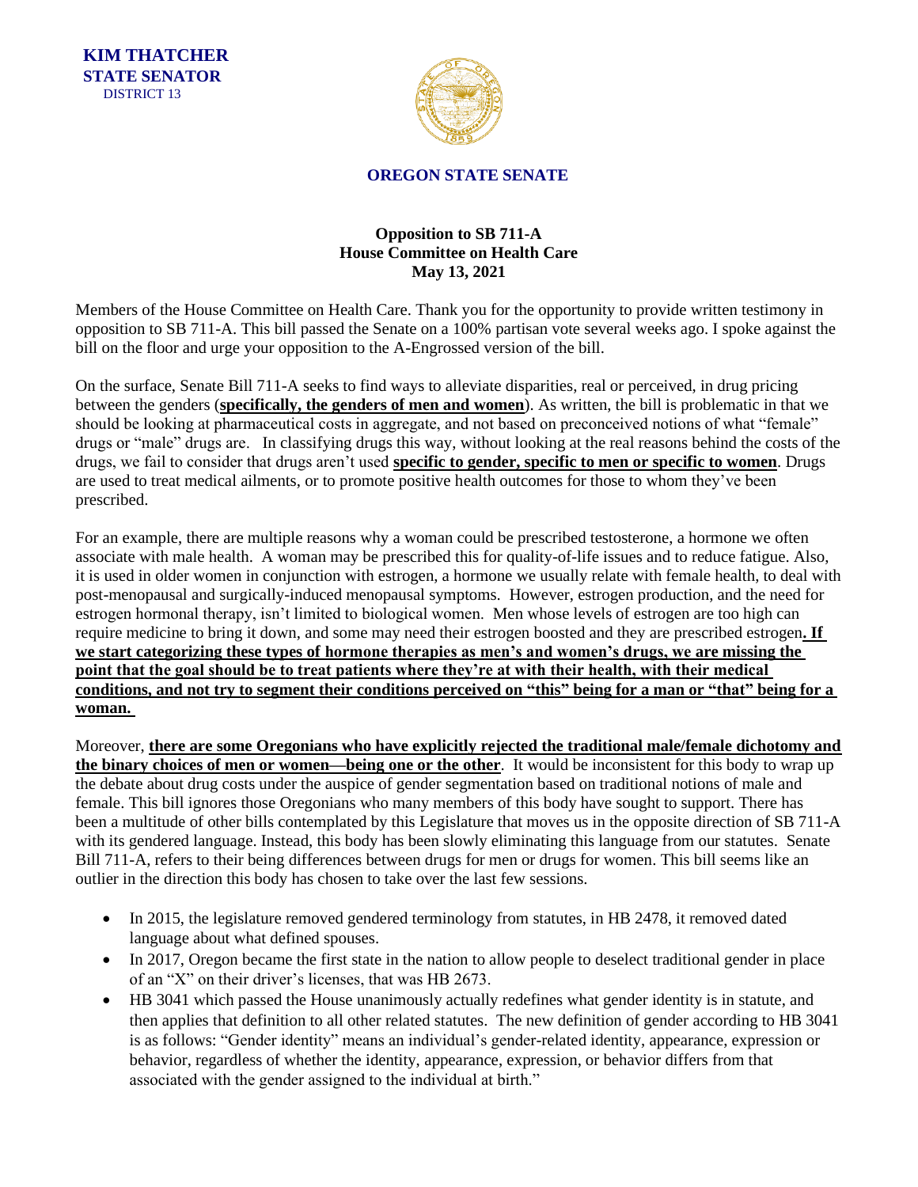**KIM THATCHER**
**STATE SENATOR**
DISTRICT 13

**OREGON STATE SENATE**

**Opposition to SB 711-A**
**House Committee on Health Care**
**May 13, 2021**

Members of the House Committee on Health Care. Thank you for the opportunity to provide written testimony in opposition to SB 711-A. This bill passed the Senate on a 100% partisan vote several weeks ago. I spoke against the bill on the floor and urge your opposition to the A-Engrossed version of the bill.

On the surface, Senate Bill 711-A seeks to find ways to alleviate disparities, real or perceived, in drug pricing between the genders (**specifically, the genders of men and women**). As written, the bill is problematic in that we should be looking at pharmaceutical costs in aggregate, and not based on preconceived notions of what "female" drugs or "male" drugs are. In classifying drugs this way, without looking at the real reasons behind the costs of the drugs, we fail to consider that drugs aren't used **specific to gender, specific to men or specific to women**. Drugs are used to treat medical ailments, or to promote positive health outcomes for those to whom they've been prescribed.

For an example, there are multiple reasons why a woman could be prescribed testosterone, a hormone we often associate with male health. A woman may be prescribed this for quality-of-life issues and to reduce fatigue. Also, it is used in older women in conjunction with estrogen, a hormone we usually relate with female health, to deal with post-menopausal and surgically-induced menopausal symptoms. However, estrogen production, and the need for estrogen hormonal therapy, isn't limited to biological women. Men whose levels of estrogen are too high can require medicine to bring it down, and some may need their estrogen boosted and they are prescribed estrogen**. If we start categorizing these types of hormone therapies as men's and women's drugs, we are missing the point that the goal should be to treat patients where they're at with their health, with their medical conditions, and not try to segment their conditions perceived on "this" being for a man or "that" being for a woman.**

Moreover, **there are some Oregonians who have explicitly rejected the traditional male/female dichotomy and the binary choices of men or women—being one or the other**. It would be inconsistent for this body to wrap up the debate about drug costs under the auspice of gender segmentation based on traditional notions of male and female. This bill ignores those Oregonians who many members of this body have sought to support. There has been a multitude of other bills contemplated by this Legislature that moves us in the opposite direction of SB 711-A with its gendered language. Instead, this body has been slowly eliminating this language from our statutes. Senate Bill 711-A, refers to their being differences between drugs for men or drugs for women. This bill seems like an outlier in the direction this body has chosen to take over the last few sessions.

- In 2015, the legislature removed gendered terminology from statutes, in HB 2478, it removed dated language about what defined spouses.
- In 2017, Oregon became the first state in the nation to allow people to deselect traditional gender in place of an "X" on their driver's licenses, that was HB 2673.
- HB 3041 which passed the House unanimously actually redefines what gender identity is in statute, and then applies that definition to all other related statutes. The new definition of gender according to HB 3041 is as follows: "Gender identity" means an individual's gender-related identity, appearance, expression or behavior, regardless of whether the identity, appearance, expression, or behavior differs from that associated with the gender assigned to the individual at birth."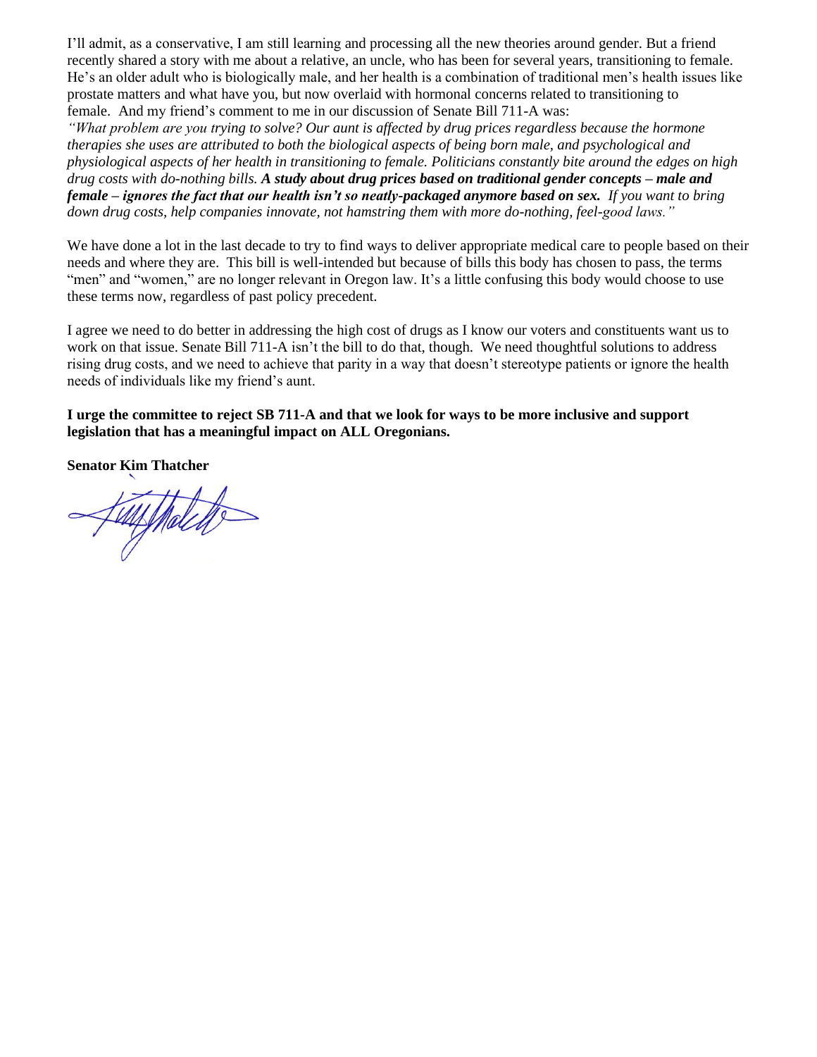I'll admit, as a conservative, I am still learning and processing all the new theories around gender. But a friend recently shared a story with me about a relative, an uncle, who has been for several years, transitioning to female. He's an older adult who is biologically male, and her health is a combination of traditional men's health issues like prostate matters and what have you, but now overlaid with hormonal concerns related to transitioning to female. And my friend's comment to me in our discussion of Senate Bill 711-A was:

*"What problem are you trying to solve? Our aunt is affected by drug prices regardless because the hormone therapies she uses are attributed to both the biological aspects of being born male, and psychological and physiological aspects of her health in transitioning to female. Politicians constantly bite around the edges on high drug costs with do-nothing bills.* ***A study about drug prices based on traditional gender concepts – male and female – ignores the fact that our health isn't so neatly-packaged anymore based on sex.*** *If you want to bring down drug costs, help companies innovate, not hamstring them with more do-nothing, feel-good laws."*

We have done a lot in the last decade to try to find ways to deliver appropriate medical care to people based on their needs and where they are. This bill is well-intended but because of bills this body has chosen to pass, the terms "men" and "women," are no longer relevant in Oregon law. It's a little confusing this body would choose to use these terms now, regardless of past policy precedent.

I agree we need to do better in addressing the high cost of drugs as I know our voters and constituents want us to work on that issue. Senate Bill 711-A isn't the bill to do that, though. We need thoughtful solutions to address rising drug costs, and we need to achieve that parity in a way that doesn't stereotype patients or ignore the health needs of individuals like my friend's aunt.

**I urge the committee to reject SB 711-A and that we look for ways to be more inclusive and support legislation that has a meaningful impact on ALL Oregonians.**

**Senator Kim Thatcher**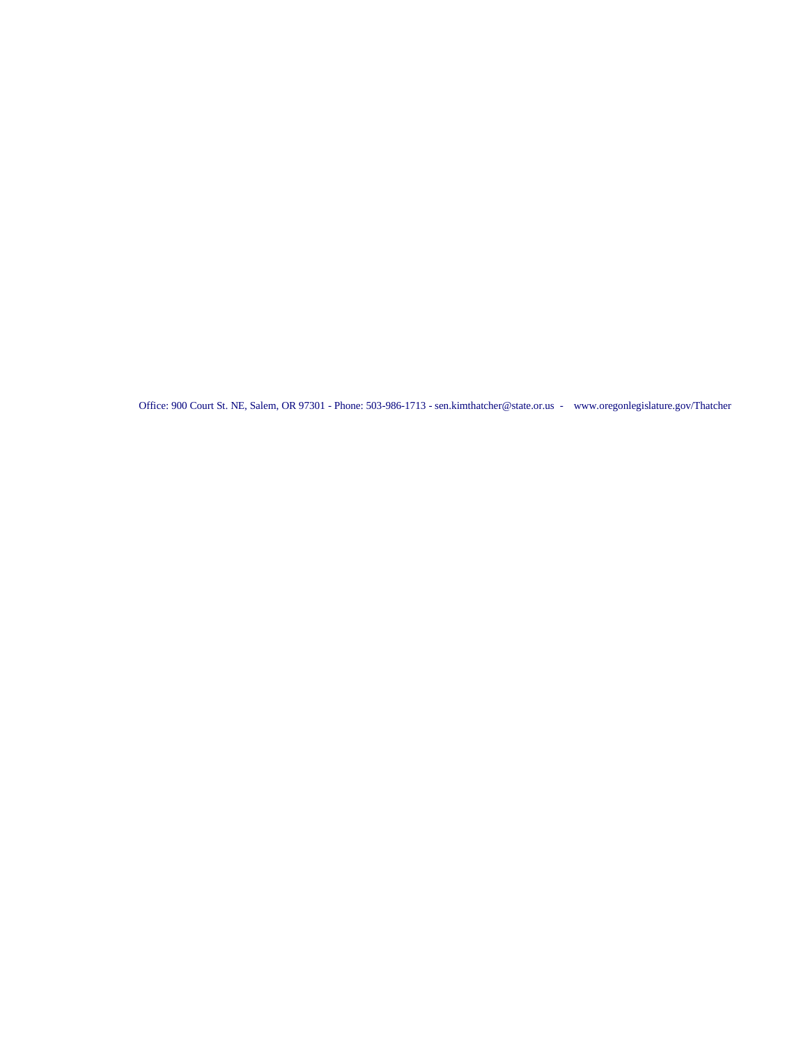Office: 900 Court St. NE, Salem, OR 97301 - Phone: 503-986-1713 - sen.kimthatcher@state.or.us - www.oregonlegislature.gov/Thatcher